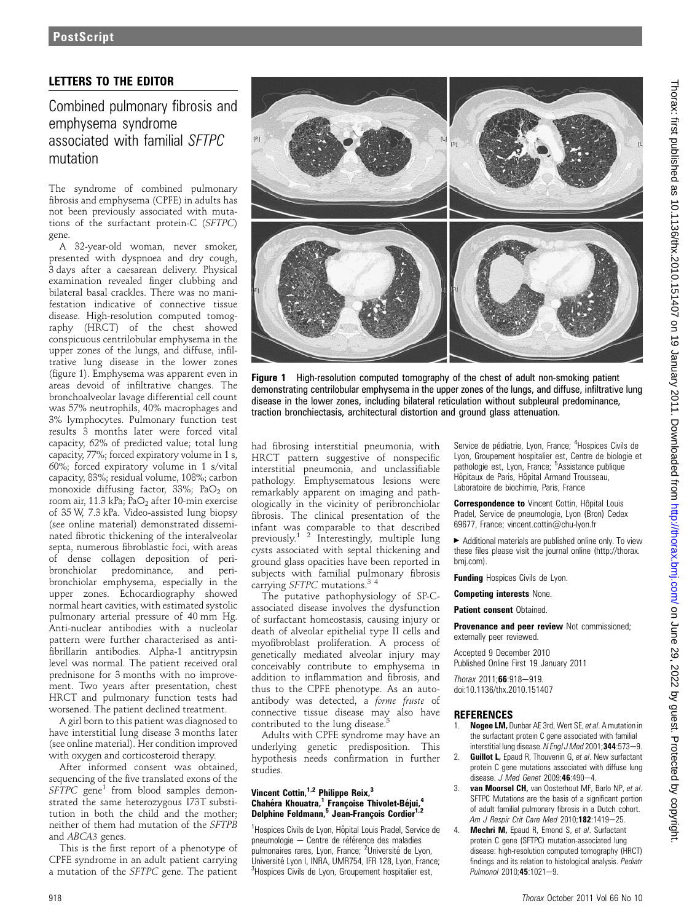## LETTERS TO THE EDITOR

# Combined pulmonary fibrosis and emphysema syndrome associated with familial *SFTPC* mutation

The syndrome of combined pulmonary fibrosis and emphysema (CPFE) in adults has not been previously associated with mutations of the surfactant protein-C (*SFTPC*) gene.

A 32-year-old woman, never smoker, presented with dyspnoea and dry cough, 3 days after a caesarean delivery. Physical examination revealed finger clubbing and bilateral basal crackles. There was no manifestation indicative of connective tissue disease. High-resolution computed tomography (HRCT) of the chest showed conspicuous centrilobular emphysema in the upper zones of the lungs, and diffuse, infiltrative lung disease in the lower zones (figure 1). Emphysema was apparent even in areas devoid of infiltrative changes. The bronchoalveolar lavage differential cell count was 57% neutrophils, 40% macrophages and 3% lymphocytes. Pulmonary function test results 3 months later were forced vital capacity, 62% of predicted value; total lung capacity, 77%; forced expiratory volume in 1 s, 60%; forced expiratory volume in 1 s/vital capacity, 83%; residual volume, 108%; carbon monoxide diffusing factor, 33%; $PaO_2$ on room air, 11.3 kPa; $PaO_2$ after 10-min exercise of 35 W, 7.3 kPa. Video-assisted lung biopsy (see online material) demonstrated disseminated fibrotic thickening of the interalveolar septa, numerous fibroblastic foci, with areas of dense collagen deposition of peribronchiolar predominance, and peribronchiolar emphysema, especially in the upper zones. Echocardiography showed normal heart cavities, with estimated systolic pulmonary arterial pressure of 40 mm Hg. Anti-nuclear antibodies with a nucleolar pattern were further characterised as anti-fibrillarin antibodies. Alpha-1 antitrypsin level was normal. The patient received oral prednisone for 3 months with no improvement. Two years after presentation, chest HRCT and pulmonary function tests had worsened. The patient declined treatment.

A girl born to this patient was diagnosed to have interstitial lung disease 3 months later (see online material). Her condition improved with oxygen and corticosteroid therapy.

After informed consent was obtained, sequencing of the five translated exons of the *SFTPC* gene[1] from blood samples demonstrated the same heterozygous I73T substitution in both the child and the mother; neither of them had mutation of the *SFTPB* and *ABCA3* genes.

This is the first report of a phenotype of CPFE syndrome in an adult patient carrying a mutation of the *SFTPC* gene. The patient had fibrosing interstitial pneumonia, with HRCT pattern suggestive of nonspecific interstitial pneumonia, and unclassifiable pathology. Emphysematous lesions were remarkably apparent on imaging and pathologically in the vicinity of peribronchiolar fibrosis. The clinical presentation of the infant was comparable to that described previously.[1,2] Interestingly, multiple lung cysts associated with septal thickening and ground glass opacities have been reported in subjects with familial pulmonary fibrosis carrying *SFTPC* mutations.[3,4]

The putative pathophysiology of SP-C-associated disease involves the dysfunction of surfactant homeostasis, causing injury or death of alveolar epithelial type II cells and myofibroblast proliferation. A process of genetically mediated alveolar injury may conceivably contribute to emphysema in addition to inflammation and fibrosis, and thus to the CPFE phenotype. As an autoantibody was detected, a *forme fruste* of connective tissue disease may also have contributed to the lung disease.[5]

Adults with CPFE syndrome may have an underlying genetic predisposition. This hypothesis needs confirmation in further studies.

Figure 1 High-resolution computed tomography of the chest of adult non-smoking patient demonstrating centrilobular emphysema in the upper zones of the lungs, and diffuse, infiltrative lung disease in the lower zones, including bilateral reticulation without subpleural predominance, traction bronchiectasis, architectural distortion and ground glass attenuation.

**Vincent Cottin,[1,2] Philippe Reix,[3] Chahéra Khouatra,[1] Françoise Thivolet-Béjui,[4] Delphine Feldmann,[5] Jean-François Cordier[1,2]**

[1]Hospices Civils de Lyon, Hôpital Louis Pradel, Service de pneumologie — Centre de référence des maladies pulmonaires rares, Lyon, France; [2]Université de Lyon, Université Lyon I, INRA, UMR754, IFR 128, Lyon, France; [3]Hospices Civils de Lyon, Groupement hospitalier est, Service de pédiatrie, Lyon, France; [4]Hospices Civils de Lyon, Groupement hospitalier est, Centre de biologie et pathologie est, Lyon, France; [5]Assistance publique Hôpitaux de Paris, Hôpital Armand Trousseau, Laboratoire de biochimie, Paris, France

**Correspondence to** Vincent Cottin, Hôpital Louis Pradel, Service de pneumologie, Lyon (Bron) Cedex 69677, France; vincent.cottin@chu-lyon.fr

► Additional materials are published online only. To view these files please visit the journal online (http://thorax.bmj.com).

**Funding** Hospices Civils de Lyon.

**Competing interests** None.

**Patient consent** Obtained.

**Provenance and peer review** Not commissioned; externally peer reviewed.

Accepted 9 December 2010
Published Online First 19 January 2011

*Thorax* 2011;**66**:918—919.
doi:10.1136/thx.2010.151407

## REFERENCES

1. **Nogee LM,** Dunbar AE 3rd, Wert SE, *et al.* A mutation in the surfactant protein C gene associated with familial interstitial lung disease. *N Engl J Med* 2001;**344**:573—9.
2. **Guillot L,** Epaud R, Thouvenin G, *et al.* New surfactant protein C gene mutations associated with diffuse lung disease. *J Med Genet* 2009;**46**:490—4.
3. **van Moorsel CH,** van Oosterhout MF, Barlo NP, *et al.* SFTPC Mutations are the basis of a significant portion of adult familial pulmonary fibrosis in a Dutch cohort. *Am J Respir Crit Care Med* 2010;**182**:1419—25.
4. **Mechri M,** Epaud R, Emond S, *et al.* Surfactant protein C gene (SFTPC) mutation-associated lung disease: high-resolution computed tomography (HRCT) findings and its relation to histological analysis. *Pediatr Pulmonol* 2010;**45**:1021—9.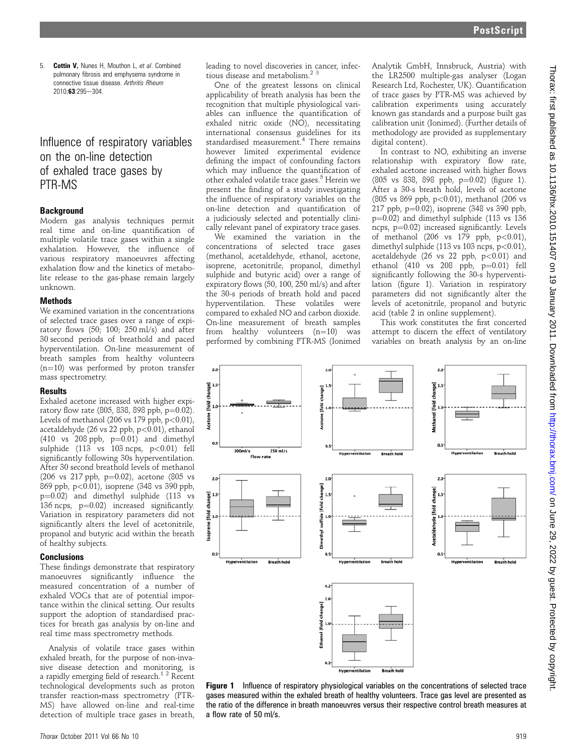5. **Cottin V**, Nunes H, Mouthon L, *et al*. Combined pulmonary fibrosis and emphysema syndrome in connective tissue disease. *Arthritis Rheum* 2010;**63**:295–304.

# Influence of respiratory variables on the on-line detection of exhaled trace gases by PTR-MS

## Background

Modern gas analysis techniques permit real time and on-line quantification of multiple volatile trace gases within a single exhalation. However, the influence of various respiratory manoeuvres affecting exhalation flow and the kinetics of metabolite release to the gas-phase remain largely unknown.

## Methods

We examined variation in the concentrations of selected trace gases over a range of expiratory flows (50; 100; 250 ml/s) and after 30 second periods of breathold and paced hyperventilation. On-line measurement of breath samples from healthy volunteers (n=10) was performed by proton transfer mass spectrometry.

## Results

Exhaled acetone increased with higher expiratory flow rate (805, 838, 898 ppb, p=0.02). Levels of methanol (206 vs 179 ppb, p<0.01), acetaldehyde (26 vs 22 ppb, p<0.01), ethanol (410 vs 208 ppb, p=0.01) and dimethyl sulphide (113 vs 103 ncps, p<0.01) fell significantly following 30s hyperventilation. After 30 second breathold levels of methanol (206 vs 217 ppb, p=0.02), acetone (805 vs 869 ppb, p<0.01), isoprene (348 vs 390 ppb, p=0.02) and dimethyl sulphide (113 vs 136 ncps, p=0.02) increased significantly. Variation in respiratory parameters did not significantly alters the level of acetonitrile, propanol and butyric acid within the breath of healthy subjects.

## Conclusions

These findings demonstrate that respiratory manoeuvres significantly influence the measured concentration of a number of exhaled VOCs that are of potential importance within the clinical setting. Our results support the adoption of standardised practices for breath gas analysis by on-line and real time mass spectrometry methods.

Analysis of volatile trace gases within exhaled breath, for the purpose of non-invasive disease detection and monitoring, is a rapidly emerging field of research.[1 2] Recent technological developments such as proton transfer reaction-mass spectrometry (PTR-MS) have allowed on-line and real-time detection of multiple trace gases in breath, leading to novel discoveries in cancer, infectious disease and metabolism.[2 3]

One of the greatest lessons on clinical applicability of breath analysis has been the recognition that multiple physiological variables can influence the quantification of exhaled nitric oxide (NO), necessitating international consensus guidelines for its standardised measurement.[4] There remains however limited experimental evidence defining the impact of confounding factors which may influence the quantification of other exhaled volatile trace gases.[5] Herein we present the finding of a study investigating the influence of respiratory variables on the on-line detection and quantification of a judiciously selected and potentially clinically relevant panel of expiratory trace gases.

We examined the variation in the concentrations of selected trace gases (methanol, acetaldehyde, ethanol, acetone, isoprene, acetonitrile, propanol, dimethyl sulphide and butyric acid) over a range of expiratory flows (50, 100, 250 ml/s) and after the 30-s periods of breath hold and paced hyperventilation. These volatiles were compared to exhaled NO and carbon dioxide. On-line measurement of breath samples from healthy volunteers (n=10) was performed by combining PTR-MS (Ionimed Analytik GmbH, Innsbruck, Austria) with the LR2500 multiple-gas analyser (Logan Research Ltd, Rochester, UK). Quantification of trace gases by PTR-MS was achieved by calibration experiments using accurately known gas standards and a purpose built gas calibration unit (Ionimed). (Further details of methodology are provided as supplementary digital content).

In contrast to NO, exhibiting an inverse relationship with expiratory flow rate, exhaled acetone increased with higher flows (805 vs 838, 898 ppb, p=0.02) (figure 1). After a 30-s breath hold, levels of acetone (805 vs 869 ppb, p<0.01), methanol (206 vs 217 ppb, p=0.02), isoprene (348 vs 390 ppb, p=0.02) and dimethyl sulphide (113 vs 136 ncps, p=0.02) increased significantly. Levels of methanol (206 vs 179 ppb, p<0.01), dimethyl sulphide (113 vs 103 ncps, p<0.01), acetaldehyde (26 vs 22 ppb, p<0.01) and ethanol (410 vs 208 ppb, p=0.01) fell significantly following the 30-s hyperventilation (figure 1). Variation in respiratory parameters did not significantly alter the levels of acetonitrile, propanol and butyric acid (table 2 in online supplement).

This work constitutes the first concerted attempt to discern the effect of ventilatory variables on breath analysis by an on-line

Acetone [fold change]
2.0
1.5
1.0
0.5
100ml/s
250 ml/s
Flow rate

Acetone [fold change]
2.0
1.5
1.0
0.5
Hyperventilation
Breath hold

Methanol [fold change]
2.0
1.5
1.0
0.5
Hyperventilation
Breath hold

Isoprene [fold change]
2.0
1.5
1.0
0.5
Hyperventilation
Breath hold

Dimethyl sulfide [fold change]
2.0
1.5
1.0
0.5
Hyperventilation
Breath hold

Acetaldehyde [fold change]
2.0
1.5
1.0
0.5
Hyperventilation
Breath hold

Ethanol [fold change]
4.2
2.6
1.0
0.2
Hyperventilation
Breath hold

**Figure 1** Influence of respiratory physiological variables on the concentrations of selected trace gases measured within the exhaled breath of healthy volunteers. Trace gas level are presented as the ratio of the difference in breath manoeuvres versus their respective control breath measures at a flow rate of 50 ml/s.